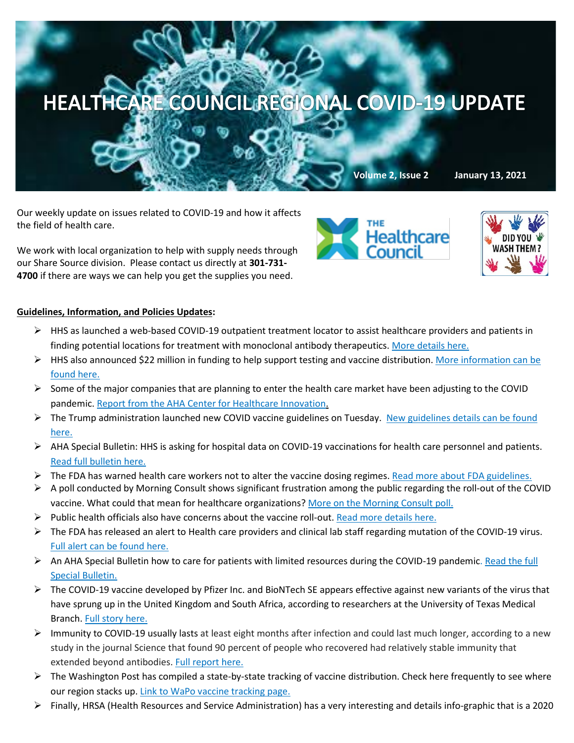# HEALTHCARE COUNCIL REGIONAL COVID-19 UPDATE

**Volume 2, Issue 2** **January 13, 2021**

Our weekly update on issues related to COVID-19 and how it affects the field of health care.

We work with local organization to help with supply needs through our Share Source division. Please contact us directly at **301-731-4700** if there are ways we can help you get the supplies you need.

**Guidelines, Information, and Policies Updates:**

- HHS as launched a web-based COVID-19 outpatient treatment locator to assist healthcare providers and patients in finding potential locations for treatment with monoclonal antibody therapeutics. More details here.
- HHS also announced $22 million in funding to help support testing and vaccine distribution. More information can be found here.
- Some of the major companies that are planning to enter the health care market have been adjusting to the COVID pandemic. Report from the AHA Center for Healthcare Innovation.
- The Trump administration launched new COVID vaccine guidelines on Tuesday. New guidelines details can be found here.
- AHA Special Bulletin: HHS is asking for hospital data on COVID-19 vaccinations for health care personnel and patients. Read full bulletin here.
- The FDA has warned health care workers not to alter the vaccine dosing regimes. Read more about FDA guidelines.
- A poll conducted by Morning Consult shows significant frustration among the public regarding the roll-out of the COVID vaccine. What could that mean for healthcare organizations? More on the Morning Consult poll.
- Public health officials also have concerns about the vaccine roll-out. Read more details here.
- The FDA has released an alert to Health care providers and clinical lab staff regarding mutation of the COVID-19 virus. Full alert can be found here.
- An AHA Special Bulletin how to care for patients with limited resources during the COVID-19 pandemic. Read the full Special Bulletin.
- The COVID-19 vaccine developed by Pfizer Inc. and BioNTech SE appears effective against new variants of the virus that have sprung up in the United Kingdom and South Africa, according to researchers at the University of Texas Medical Branch. Full story here.
- Immunity to COVID-19 usually lasts at least eight months after infection and could last much longer, according to a new study in the journal Science that found 90 percent of people who recovered had relatively stable immunity that extended beyond antibodies. Full report here.
- The Washington Post has compiled a state-by-state tracking of vaccine distribution. Check here frequently to see where our region stacks up. Link to WaPo vaccine tracking page.
- Finally, HRSA (Health Resources and Service Administration) has a very interesting and details info-graphic that is a 2020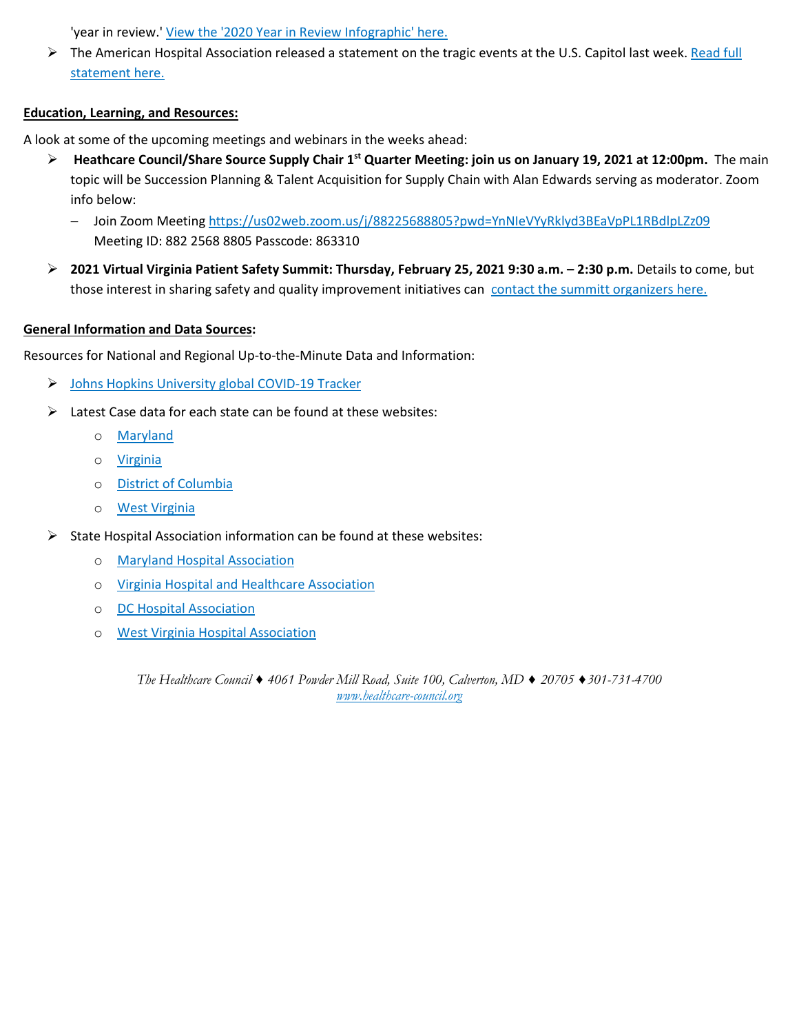'year in review.' View the '2020 Year in Review Infographic' here.

- The American Hospital Association released a statement on the tragic events at the U.S. Capitol last week. Read full statement here.

**Education, Learning, and Resources:**

A look at some of the upcoming meetings and webinars in the weeks ahead:

- **Heathcare Council/Share Source Supply Chair 1st Quarter Meeting: join us on January 19, 2021 at 12:00pm.** The main topic will be Succession Planning & Talent Acquisition for Supply Chain with Alan Edwards serving as moderator. Zoom info below:
  - Join Zoom Meeting https://us02web.zoom.us/j/88225688805?pwd=YnNIeVYyRklyd3BEaVpPL1RBdlpLZz09
    Meeting ID: 882 2568 8805 Passcode: 863310
- **2021 Virtual Virginia Patient Safety Summit: Thursday, February 25, 2021 9:30 a.m. – 2:30 p.m.** Details to come, but those interest in sharing safety and quality improvement initiatives can contact the summitt organizers here.

**General Information and Data Sources:**

Resources for National and Regional Up-to-the-Minute Data and Information:

- Johns Hopkins University global COVID-19 Tracker
- Latest Case data for each state can be found at these websites:
  - Maryland
  - Virginia
  - District of Columbia
  - West Virginia
- State Hospital Association information can be found at these websites:
  - Maryland Hospital Association
  - Virginia Hospital and Healthcare Association
  - DC Hospital Association
  - West Virginia Hospital Association

*The Healthcare Council ♦ 4061 Powder Mill Road, Suite 100, Calverton, MD ♦ 20705 ♦301-731-4700*
*www.healthcare-council.org*